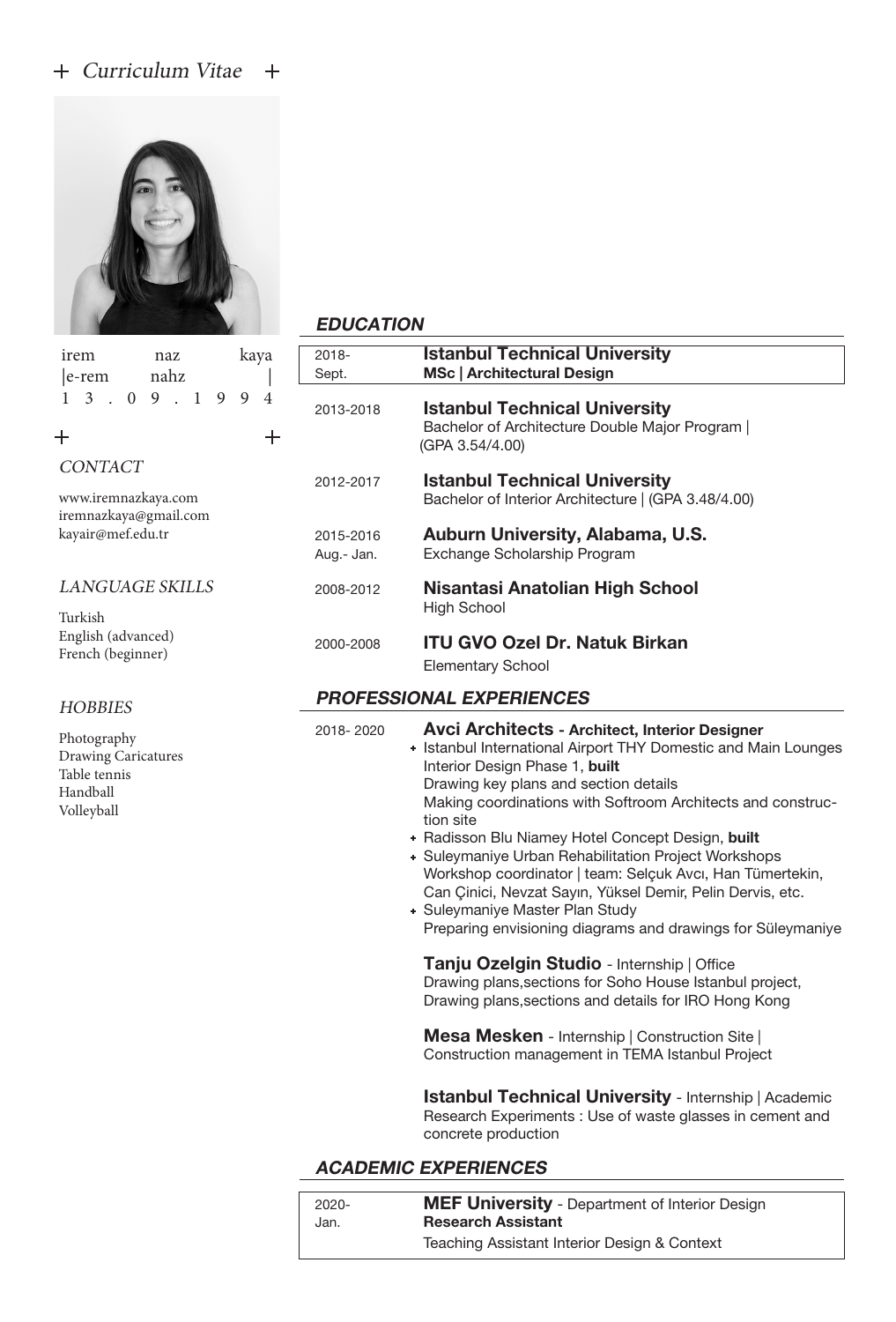+ *Curriculum Vitae* +

irem naz kaya
|e-rem nahz |
1 3 . 0 9 . 1 9 9 4

*CONTACT*

www.iremnazkaya.com
iremnazkaya@gmail.com
kayair@mef.edu.tr

*LANGUAGE SKILLS*

Turkish
English (advanced)
French (beginner)

*HOBBIES*

Photography
Drawing Caricatures
Table tennis
Handball
Volleyball

## *EDUCATION*

2018- Sept. — **Istanbul Technical University**
**MSc | Architectural Design**

2013-2018 — **Istanbul Technical University**
Bachelor of Architecture Double Major Program | (GPA 3.54/4.00)

2012-2017 — **Istanbul Technical University**
Bachelor of Interior Architecture | (GPA 3.48/4.00)

2015-2016 Aug.- Jan. — **Auburn University, Alabama, U.S.**
Exchange Scholarship Program

2008-2012 — **Nisantasi Anatolian High School**
High School

2000-2008 — **ITU GVO Ozel Dr. Natuk Birkan**
Elementary School

## *PROFESSIONAL EXPERIENCES*

2018- 2020 — **Avci Architects - Architect, Interior Designer**

- Istanbul International Airport THY Domestic and Main Lounges Interior Design Phase 1, **built**
  Drawing key plans and section details
  Making coordinations with Softroom Architects and construction site
- Radisson Blu Niamey Hotel Concept Design, **built**
- Suleymaniye Urban Rehabilitation Project Workshops
  Workshop coordinator | team: Selçuk Avcı, Han Tümertekin, Can Çinici, Nevzat Sayın, Yüksel Demir, Pelin Dervis, etc.
- Suleymaniye Master Plan Study
  Preparing envisioning diagrams and drawings for Süleymaniye

**Tanju Ozelgin Studio** - Internship | Office
Drawing plans,sections for Soho House Istanbul project,
Drawing plans,sections and details for IRO Hong Kong

**Mesa Mesken** - Internship | Construction Site |
Construction management in TEMA Istanbul Project

**Istanbul Technical University** - Internship | Academic
Research Experiments : Use of waste glasses in cement and concrete production

## *ACADEMIC EXPERIENCES*

2020- Jan. — **MEF University** - Department of Interior Design
**Research Assistant**
Teaching Assistant Interior Design & Context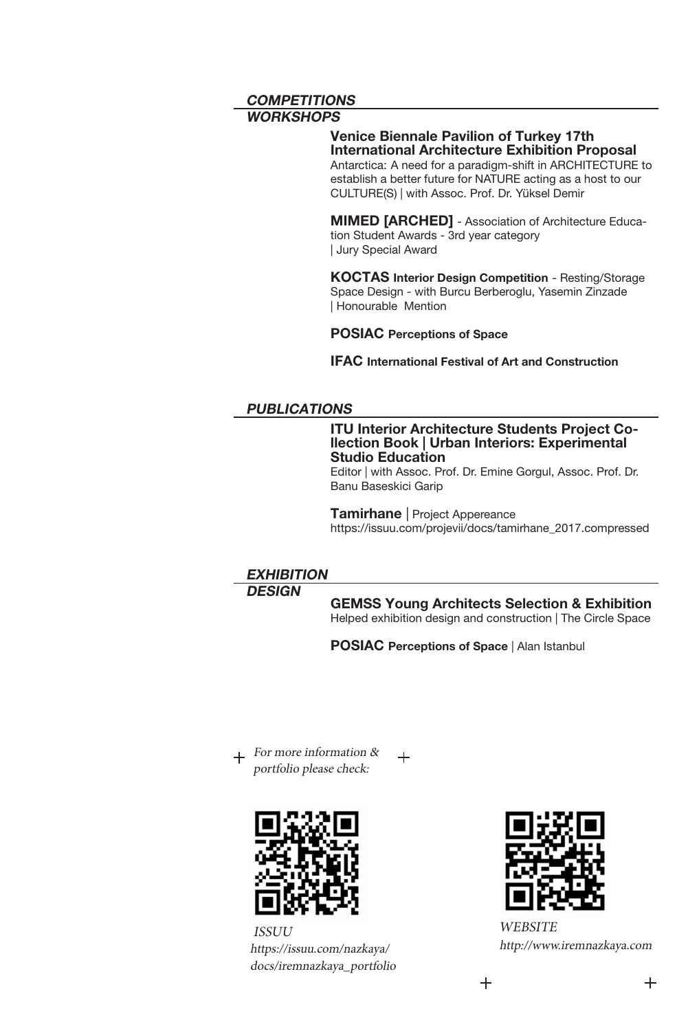## *COMPETITIONS WORKSHOPS*

**Venice Biennale Pavilion of Turkey 17th International Architecture Exhibition Proposal**
Antarctica: A need for a paradigm-shift in ARCHITECTURE to establish a better future for NATURE acting as a host to our CULTURE(S) | with Assoc. Prof. Dr. Yüksel Demir

**MIMED [ARCHED]** - Association of Architecture Education Student Awards - 3rd year category
| Jury Special Award

**KOCTAS Interior Design Competition** - Resting/Storage Space Design - with Burcu Berberoglu, Yasemin Zinzade
| Honourable Mention

**POSIAC Perceptions of Space**

**IFAC International Festival of Art and Construction**

## *PUBLICATIONS*

**ITU Interior Architecture Students Project Collection Book | Urban Interiors: Experimental Studio Education**
Editor | with Assoc. Prof. Dr. Emine Gorgul, Assoc. Prof. Dr. Banu Baseskici Garip

**Tamirhane** | Project Appereance
https://issuu.com/projevii/docs/tamirhane_2017.compressed

## *EXHIBITION DESIGN*

**GEMSS Young Architects Selection & Exhibition**
Helped exhibition design and construction | The Circle Space

**POSIAC Perceptions of Space** | Alan Istanbul

*For more information & portfolio please check:*

*ISSUU*
*https://issuu.com/nazkaya/docs/iremnazkaya_portfolio*

*WEBSITE*
*http://www.iremnazkaya.com*